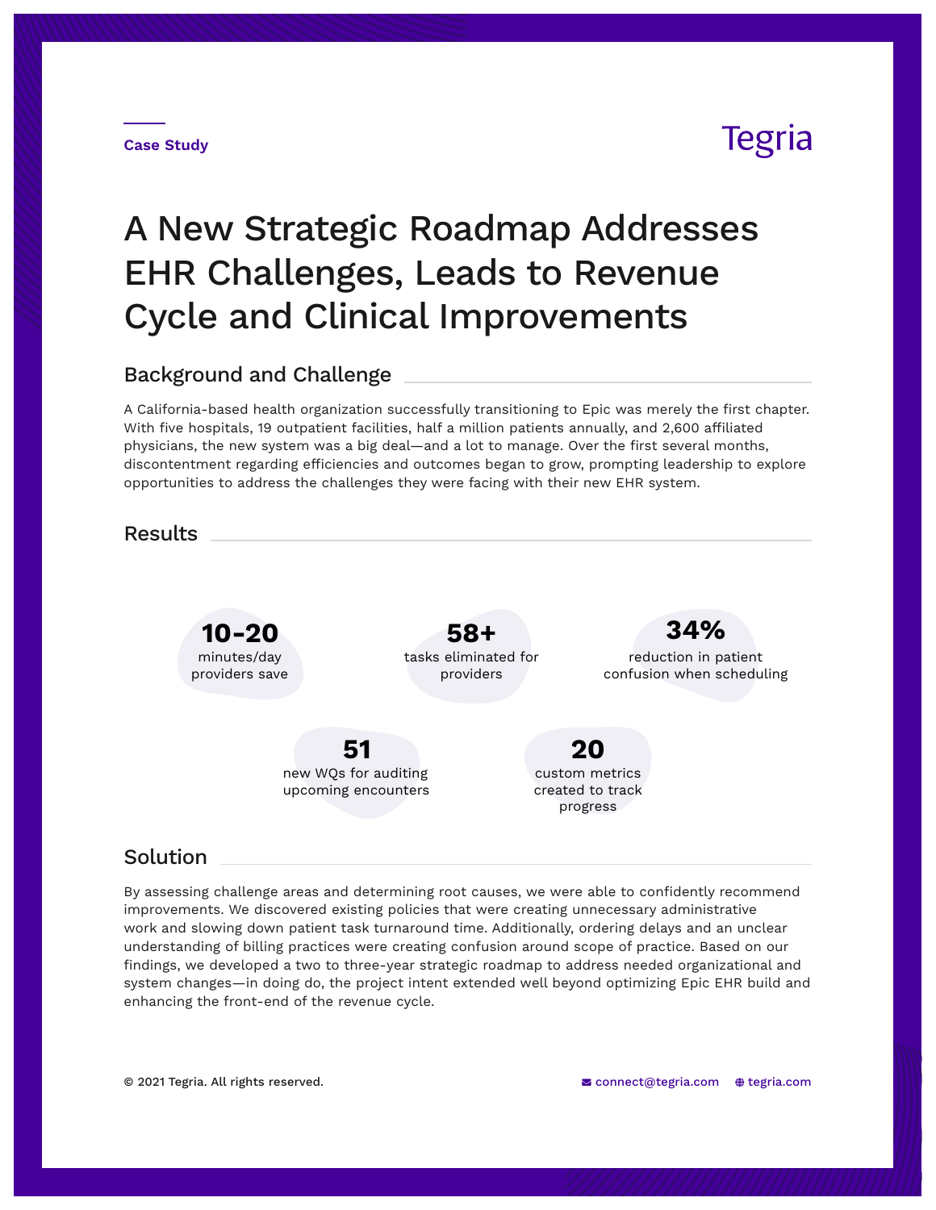Case Study

Tegria

# A New Strategic Roadmap Addresses EHR Challenges, Leads to Revenue Cycle and Clinical Improvements

## Background and Challenge

A California-based health organization successfully transitioning to Epic was merely the first chapter. With five hospitals, 19 outpatient facilities, half a million patients annually, and 2,600 affiliated physicians, the new system was a big deal—and a lot to manage. Over the first several months, discontentment regarding efficiencies and outcomes began to grow, prompting leadership to explore opportunities to address the challenges they were facing with their new EHR system.

## Results

**10-20**
minutes/day providers save

**58+**
tasks eliminated for providers

**34%**
reduction in patient confusion when scheduling

**51**
new WQs for auditing upcoming encounters

**20**
custom metrics created to track progress

## Solution

By assessing challenge areas and determining root causes, we were able to confidently recommend improvements. We discovered existing policies that were creating unnecessary administrative work and slowing down patient task turnaround time. Additionally, ordering delays and an unclear understanding of billing practices were creating confusion around scope of practice. Based on our findings, we developed a two to three-year strategic roadmap to address needed organizational and system changes—in doing do, the project intent extended well beyond optimizing Epic EHR build and enhancing the front-end of the revenue cycle.

© 2021 Tegria. All rights reserved.

connect@tegria.com tegria.com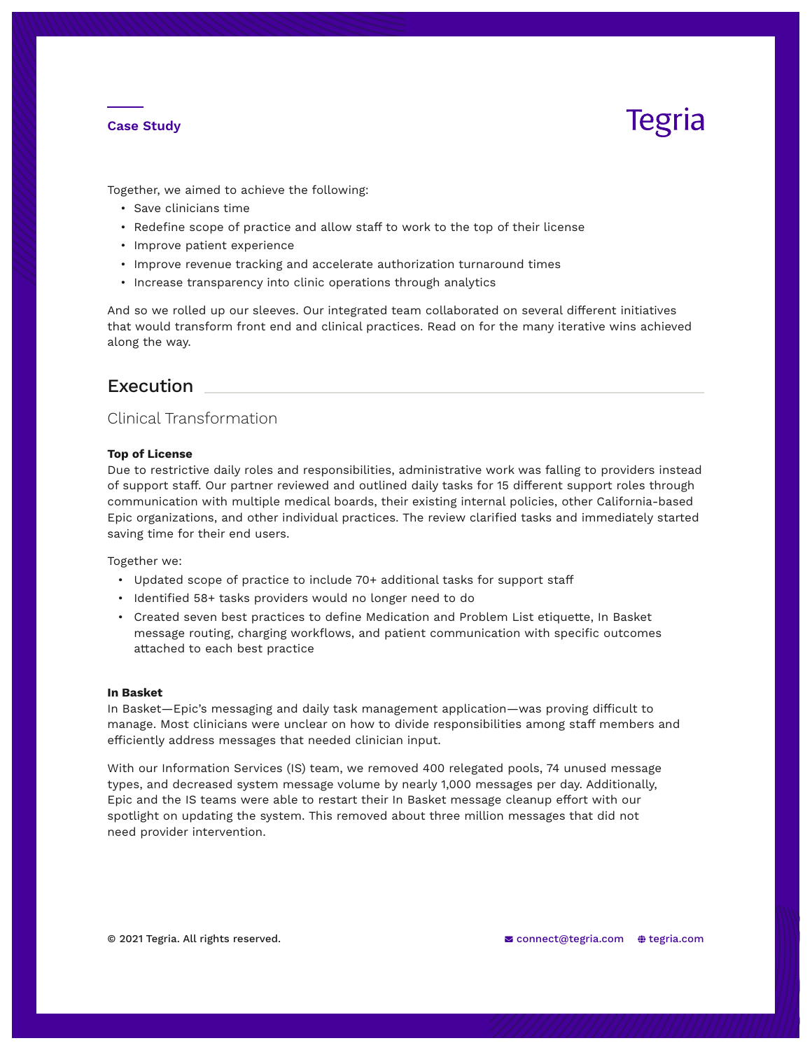Together, we aimed to achieve the following:

- Save clinicians time
- Redefine scope of practice and allow staff to work to the top of their license
- Improve patient experience
- Improve revenue tracking and accelerate authorization turnaround times
- Increase transparency into clinic operations through analytics

And so we rolled up our sleeves. Our integrated team collaborated on several different initiatives that would transform front end and clinical practices. Read on for the many iterative wins achieved along the way.

## Execution

### Clinical Transformation

**Top of License**

Due to restrictive daily roles and responsibilities, administrative work was falling to providers instead of support staff. Our partner reviewed and outlined daily tasks for 15 different support roles through communication with multiple medical boards, their existing internal policies, other California-based Epic organizations, and other individual practices. The review clarified tasks and immediately started saving time for their end users.

Together we:

- Updated scope of practice to include 70+ additional tasks for support staff
- Identified 58+ tasks providers would no longer need to do
- Created seven best practices to define Medication and Problem List etiquette, In Basket message routing, charging workflows, and patient communication with specific outcomes attached to each best practice

**In Basket**

In Basket—Epic's messaging and daily task management application—was proving difficult to manage. Most clinicians were unclear on how to divide responsibilities among staff members and efficiently address messages that needed clinician input.

With our Information Services (IS) team, we removed 400 relegated pools, 74 unused message types, and decreased system message volume by nearly 1,000 messages per day. Additionally, Epic and the IS teams were able to restart their In Basket message cleanup effort with our spotlight on updating the system. This removed about three million messages that did not need provider intervention.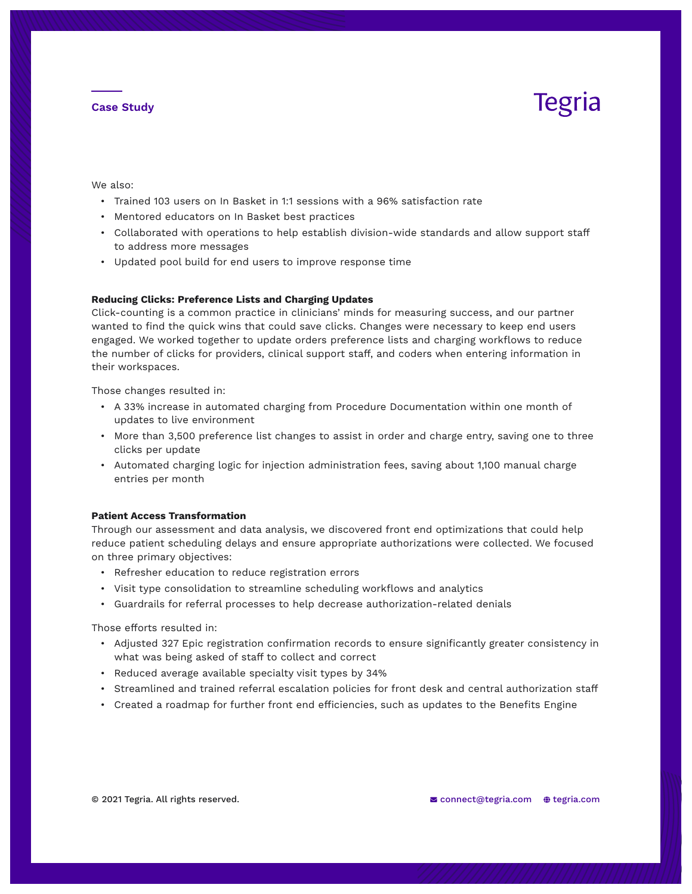We also:

- Trained 103 users on In Basket in 1:1 sessions with a 96% satisfaction rate
- Mentored educators on In Basket best practices
- Collaborated with operations to help establish division-wide standards and allow support staff to address more messages
- Updated pool build for end users to improve response time

**Reducing Clicks: Preference Lists and Charging Updates**

Click-counting is a common practice in clinicians' minds for measuring success, and our partner wanted to find the quick wins that could save clicks. Changes were necessary to keep end users engaged. We worked together to update orders preference lists and charging workflows to reduce the number of clicks for providers, clinical support staff, and coders when entering information in their workspaces.

Those changes resulted in:

- A 33% increase in automated charging from Procedure Documentation within one month of updates to live environment
- More than 3,500 preference list changes to assist in order and charge entry, saving one to three clicks per update
- Automated charging logic for injection administration fees, saving about 1,100 manual charge entries per month

**Patient Access Transformation**

Through our assessment and data analysis, we discovered front end optimizations that could help reduce patient scheduling delays and ensure appropriate authorizations were collected. We focused on three primary objectives:

- Refresher education to reduce registration errors
- Visit type consolidation to streamline scheduling workflows and analytics
- Guardrails for referral processes to help decrease authorization-related denials

Those efforts resulted in:

- Adjusted 327 Epic registration confirmation records to ensure significantly greater consistency in what was being asked of staff to collect and correct
- Reduced average available specialty visit types by 34%
- Streamlined and trained referral escalation policies for front desk and central authorization staff
- Created a roadmap for further front end efficiencies, such as updates to the Benefits Engine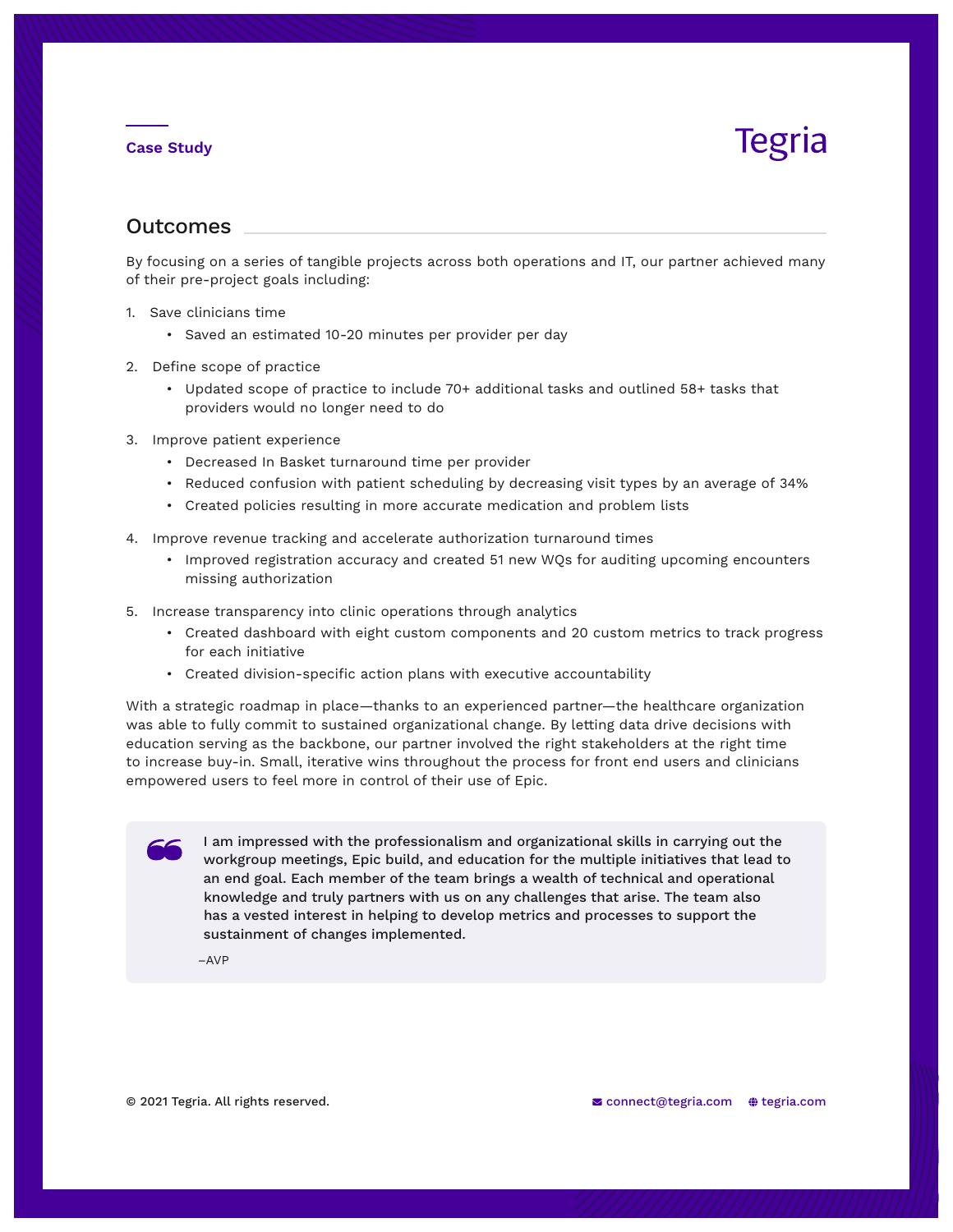## Outcomes

By focusing on a series of tangible projects across both operations and IT, our partner achieved many of their pre-project goals including:

1. Save clinicians time
   - Saved an estimated 10-20 minutes per provider per day
2. Define scope of practice
   - Updated scope of practice to include 70+ additional tasks and outlined 58+ tasks that providers would no longer need to do
3. Improve patient experience
   - Decreased In Basket turnaround time per provider
   - Reduced confusion with patient scheduling by decreasing visit types by an average of 34%
   - Created policies resulting in more accurate medication and problem lists
4. Improve revenue tracking and accelerate authorization turnaround times
   - Improved registration accuracy and created 51 new WQs for auditing upcoming encounters missing authorization
5. Increase transparency into clinic operations through analytics
   - Created dashboard with eight custom components and 20 custom metrics to track progress for each initiative
   - Created division-specific action plans with executive accountability

With a strategic roadmap in place—thanks to an experienced partner—the healthcare organization was able to fully commit to sustained organizational change. By letting data drive decisions with education serving as the backbone, our partner involved the right stakeholders at the right time to increase buy-in. Small, iterative wins throughout the process for front end users and clinicians empowered users to feel more in control of their use of Epic.

> I am impressed with the professionalism and organizational skills in carrying out the workgroup meetings, Epic build, and education for the multiple initiatives that lead to an end goal. Each member of the team brings a wealth of technical and operational knowledge and truly partners with us on any challenges that arise. The team also has a vested interest in helping to develop metrics and processes to support the sustainment of changes implemented.
>
> –AVP

© 2021 Tegria. All rights reserved.

connect@tegria.com tegria.com